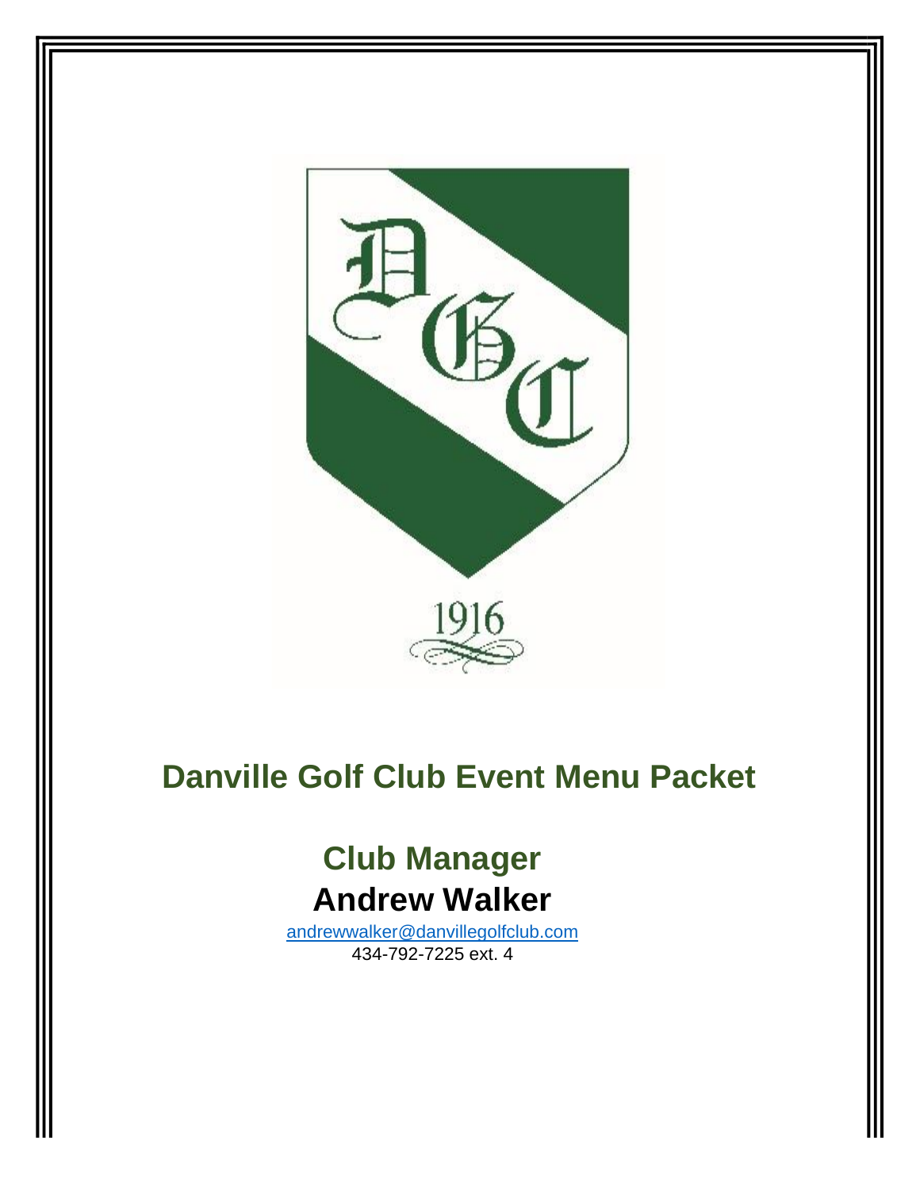# Danville Golf Club Event Menu Packet

## Club Manager

## Andrew Walker

andrewwalker@danvillegolfclub.com

434-792-7225 ext. 4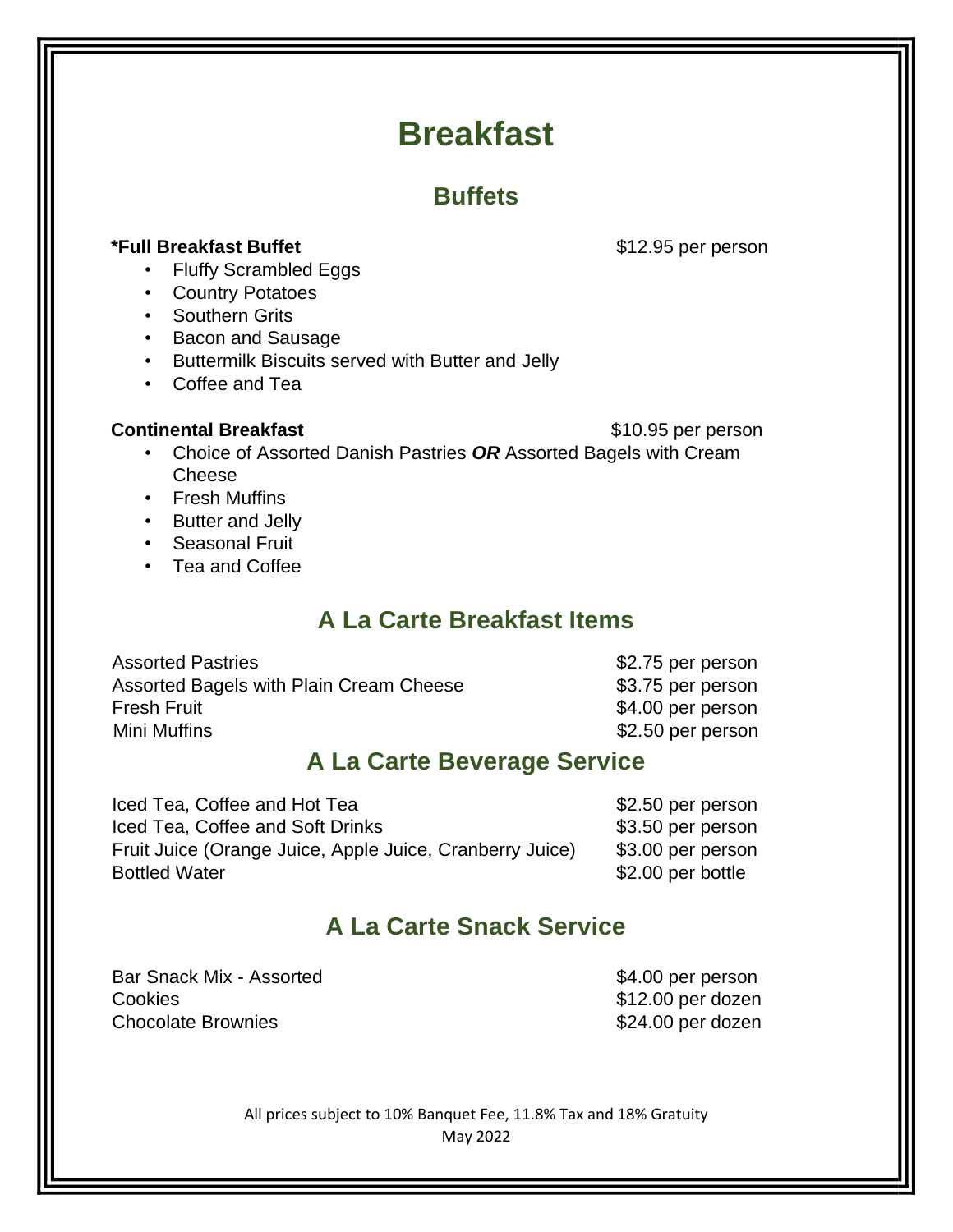# Breakfast

## Buffets

**\*Full Breakfast Buffet** $12.95 per person

- Fluffy Scrambled Eggs
- Country Potatoes
- Southern Grits
- Bacon and Sausage
- Buttermilk Biscuits served with Butter and Jelly
- Coffee and Tea

**Continental Breakfast** $10.95 per person

- Choice of Assorted Danish Pastries ***OR*** Assorted Bagels with Cream Cheese
- Fresh Muffins
- Butter and Jelly
- Seasonal Fruit
- Tea and Coffee

## A La Carte Breakfast Items

| Item | Price |
| --- | --- |
| Assorted Pastries | $2.75 per person |
| Assorted Bagels with Plain Cream Cheese | $3.75 per person |
| Fresh Fruit | $4.00 per person |
| Mini Muffins | $2.50 per person |

## A La Carte Beverage Service

| Item | Price |
| --- | --- |
| Iced Tea, Coffee and Hot Tea | $2.50 per person |
| Iced Tea, Coffee and Soft Drinks | $3.50 per person |
| Fruit Juice (Orange Juice, Apple Juice, Cranberry Juice) | $3.00 per person |
| Bottled Water | $2.00 per bottle |

## A La Carte Snack Service

| Item | Price |
| --- | --- |
| Bar Snack Mix - Assorted | $4.00 per person |
| Cookies | $12.00 per dozen |
| Chocolate Brownies | $24.00 per dozen |

All prices subject to 10% Banquet Fee, 11.8% Tax and 18% Gratuity

May 2022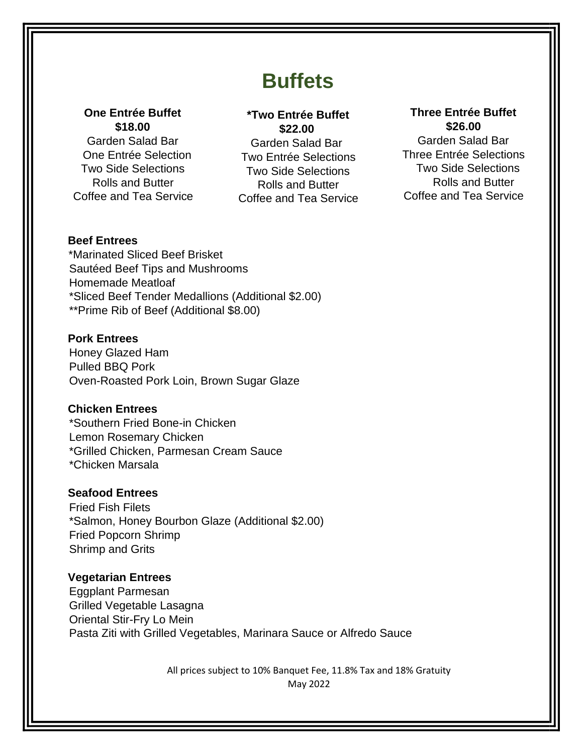# Buffets

**One Entrée Buffet**
**$18.00**
Garden Salad Bar
One Entrée Selection
Two Side Selections
Rolls and Butter
Coffee and Tea Service

***Two Entrée Buffet**
**$22.00**
Garden Salad Bar
Two Entrée Selections
Two Side Selections
Rolls and Butter
Coffee and Tea Service

**Three Entrée Buffet**
**$26.00**
Garden Salad Bar
Three Entrée Selections
Two Side Selections
Rolls and Butter
Coffee and Tea Service

**Beef Entrees**

*Marinated Sliced Beef Brisket
Sautéed Beef Tips and Mushrooms
Homemade Meatloaf
*Sliced Beef Tender Medallions (Additional $2.00)
**Prime Rib of Beef (Additional $8.00)

**Pork Entrees**

Honey Glazed Ham
Pulled BBQ Pork
Oven-Roasted Pork Loin, Brown Sugar Glaze

**Chicken Entrees**

*Southern Fried Bone-in Chicken
Lemon Rosemary Chicken
*Grilled Chicken, Parmesan Cream Sauce
*Chicken Marsala

**Seafood Entrees**

Fried Fish Filets
*Salmon, Honey Bourbon Glaze (Additional $2.00)
Fried Popcorn Shrimp
Shrimp and Grits

**Vegetarian Entrees**

Eggplant Parmesan
Grilled Vegetable Lasagna
Oriental Stir-Fry Lo Mein
Pasta Ziti with Grilled Vegetables, Marinara Sauce or Alfredo Sauce

All prices subject to 10% Banquet Fee, 11.8% Tax and 18% Gratuity
May 2022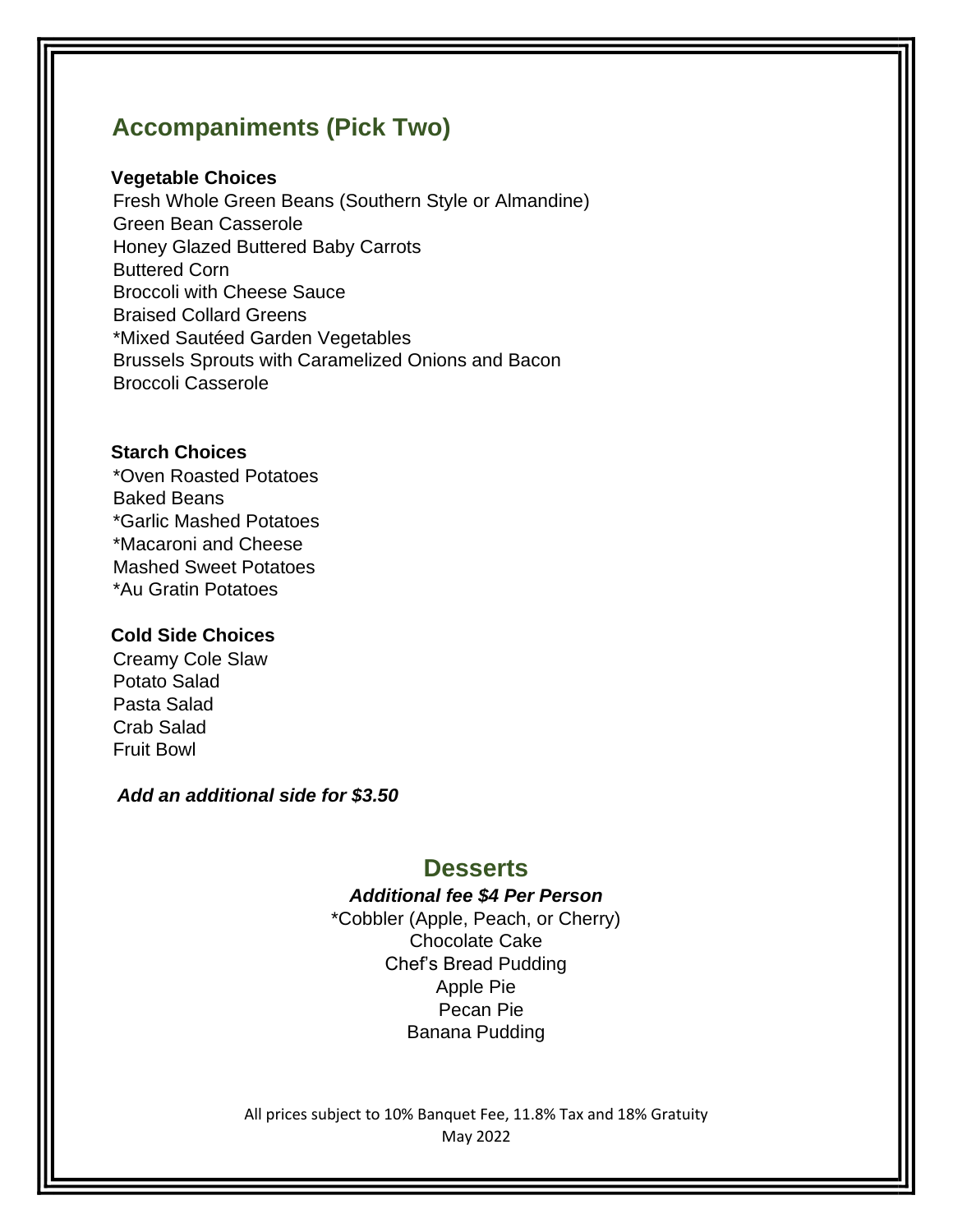## Accompaniments (Pick Two)

**Vegetable Choices**

Fresh Whole Green Beans (Southern Style or Almandine)
Green Bean Casserole
Honey Glazed Buttered Baby Carrots
Buttered Corn
Broccoli with Cheese Sauce
Braised Collard Greens
*Mixed Sautéed Garden Vegetables
Brussels Sprouts with Caramelized Onions and Bacon
Broccoli Casserole

**Starch Choices**

*Oven Roasted Potatoes
Baked Beans
*Garlic Mashed Potatoes
*Macaroni and Cheese
Mashed Sweet Potatoes
*Au Gratin Potatoes

**Cold Side Choices**

Creamy Cole Slaw
Potato Salad
Pasta Salad
Crab Salad
Fruit Bowl

***Add an additional side for $3.50***

## Desserts

***Additional fee $4 Per Person***

*Cobbler (Apple, Peach, or Cherry)
Chocolate Cake
Chef's Bread Pudding
Apple Pie
Pecan Pie
Banana Pudding

All prices subject to 10% Banquet Fee, 11.8% Tax and 18% Gratuity
May 2022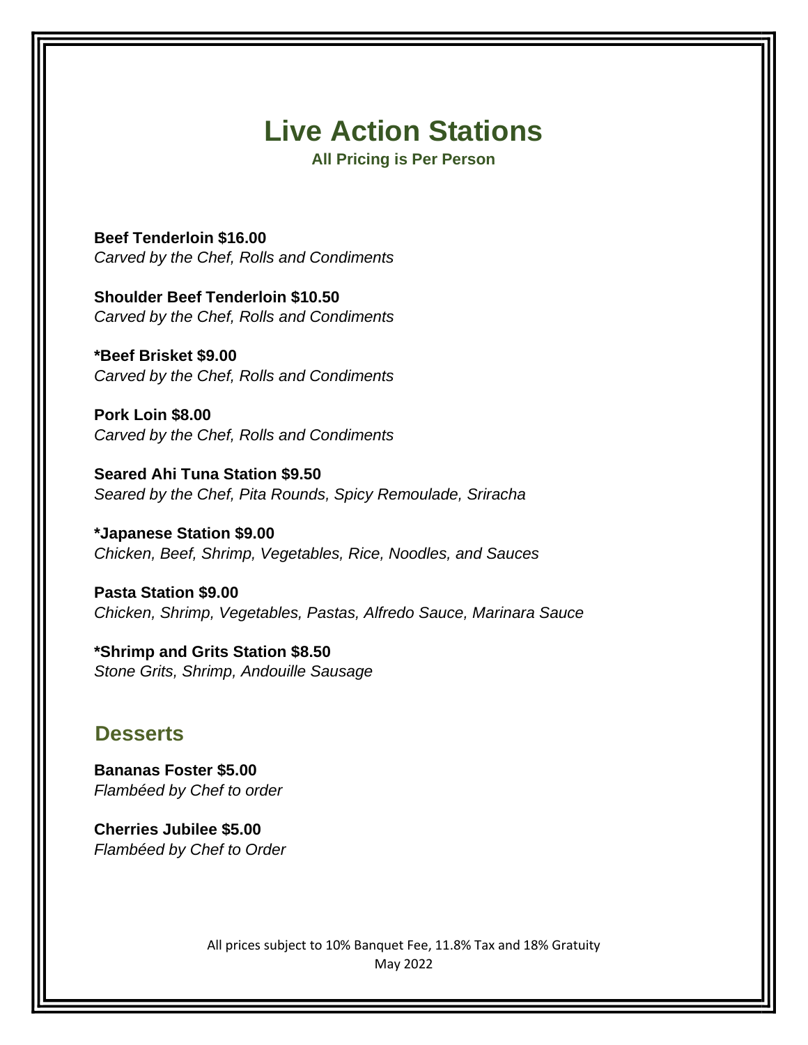# Live Action Stations

**All Pricing is Per Person**

**Beef Tenderloin $16.00**
*Carved by the Chef, Rolls and Condiments*

**Shoulder Beef Tenderloin $10.50**
*Carved by the Chef, Rolls and Condiments*

**\*Beef Brisket $9.00**
*Carved by the Chef, Rolls and Condiments*

**Pork Loin $8.00**
*Carved by the Chef, Rolls and Condiments*

**Seared Ahi Tuna Station $9.50**
*Seared by the Chef, Pita Rounds, Spicy Remoulade, Sriracha*

**\*Japanese Station $9.00**
*Chicken, Beef, Shrimp, Vegetables, Rice, Noodles, and Sauces*

**Pasta Station $9.00**
*Chicken, Shrimp, Vegetables, Pastas, Alfredo Sauce, Marinara Sauce*

**\*Shrimp and Grits Station $8.50**
*Stone Grits, Shrimp, Andouille Sausage*

## Desserts

**Bananas Foster $5.00**
*Flambéed by Chef to order*

**Cherries Jubilee $5.00**
*Flambéed by Chef to Order*

All prices subject to 10% Banquet Fee, 11.8% Tax and 18% Gratuity
May 2022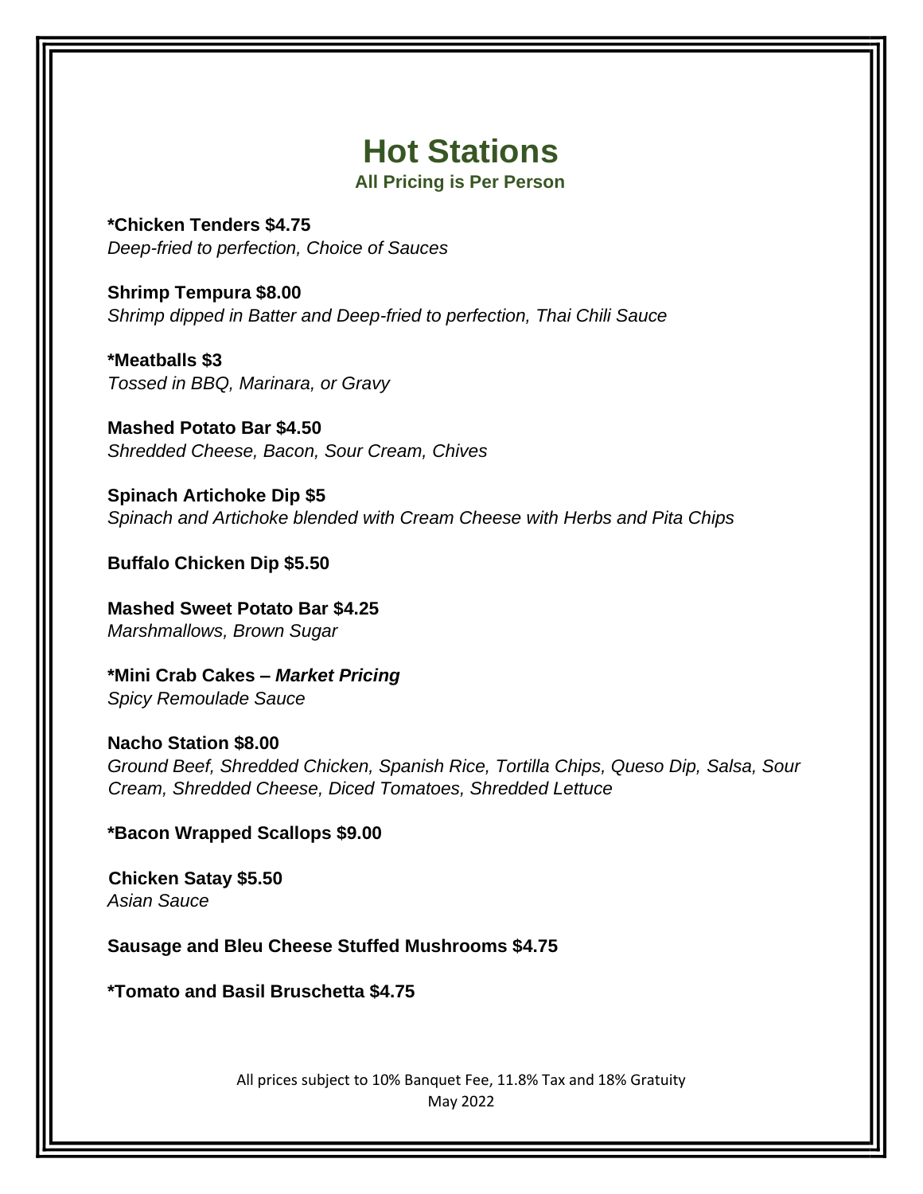# Hot Stations

**All Pricing is Per Person**

**\*Chicken Tenders $4.75**
*Deep-fried to perfection, Choice of Sauces*

**Shrimp Tempura $8.00**
*Shrimp dipped in Batter and Deep-fried to perfection, Thai Chili Sauce*

**\*Meatballs $3**
*Tossed in BBQ, Marinara, or Gravy*

**Mashed Potato Bar $4.50**
*Shredded Cheese, Bacon, Sour Cream, Chives*

**Spinach Artichoke Dip $5**
*Spinach and Artichoke blended with Cream Cheese with Herbs and Pita Chips*

**Buffalo Chicken Dip $5.50**

**Mashed Sweet Potato Bar $4.25**
*Marshmallows, Brown Sugar*

**\*Mini Crab Cakes – *Market Pricing***
*Spicy Remoulade Sauce*

**Nacho Station $8.00**
*Ground Beef, Shredded Chicken, Spanish Rice, Tortilla Chips, Queso Dip, Salsa, Sour Cream, Shredded Cheese, Diced Tomatoes, Shredded Lettuce*

**\*Bacon Wrapped Scallops $9.00**

**Chicken Satay $5.50**
*Asian Sauce*

**Sausage and Bleu Cheese Stuffed Mushrooms $4.75**

**\*Tomato and Basil Bruschetta $4.75**

All prices subject to 10% Banquet Fee, 11.8% Tax and 18% Gratuity
May 2022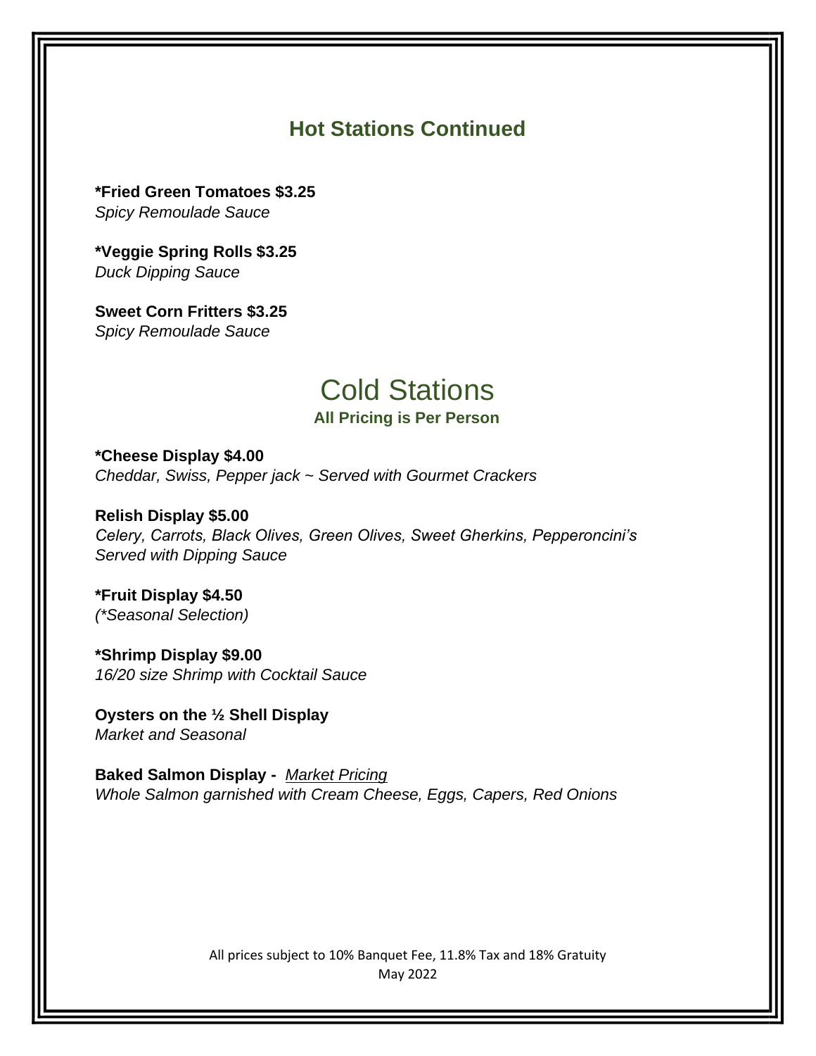## Hot Stations Continued

**\*Fried Green Tomatoes $3.25**
*Spicy Remoulade Sauce*

**\*Veggie Spring Rolls $3.25**
*Duck Dipping Sauce*

**Sweet Corn Fritters $3.25**
*Spicy Remoulade Sauce*

# Cold Stations

**All Pricing is Per Person**

**\*Cheese Display $4.00**
*Cheddar, Swiss, Pepper jack ~ Served with Gourmet Crackers*

**Relish Display $5.00**
*Celery, Carrots, Black Olives, Green Olives, Sweet Gherkins, Pepperoncini's*
*Served with Dipping Sauce*

**\*Fruit Display $4.50**
*(\*Seasonal Selection)*

**\*Shrimp Display $9.00**
*16/20 size Shrimp with Cocktail Sauce*

**Oysters on the ½ Shell Display**
*Market and Seasonal*

**Baked Salmon Display -** *Market Pricing*
*Whole Salmon garnished with Cream Cheese, Eggs, Capers, Red Onions*

All prices subject to 10% Banquet Fee, 11.8% Tax and 18% Gratuity
May 2022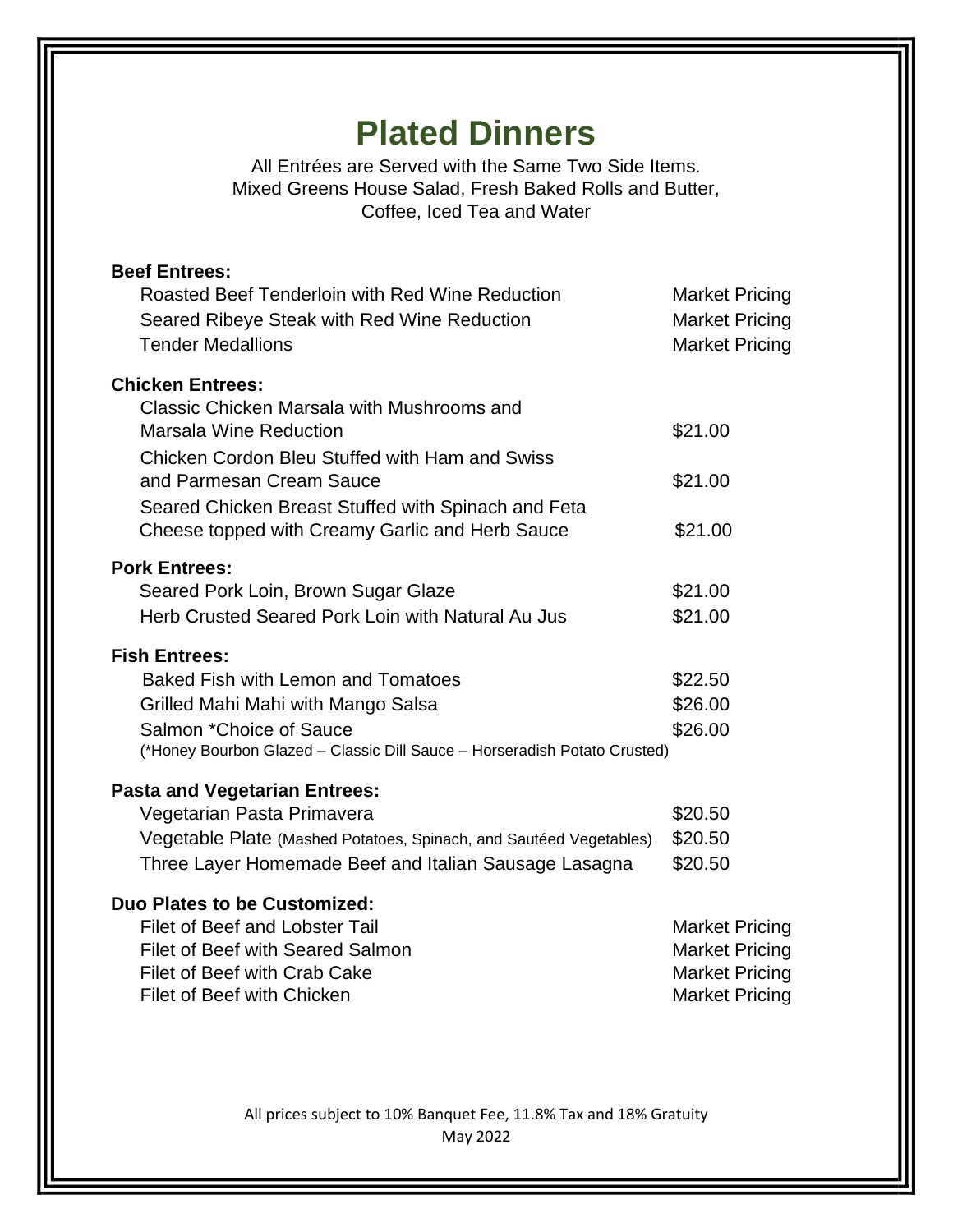# Plated Dinners

All Entrées are Served with the Same Two Side Items.
Mixed Greens House Salad, Fresh Baked Rolls and Butter,
Coffee, Iced Tea and Water

**Beef Entrees:**

| Item | Price |
|---|---|
| Roasted Beef Tenderloin with Red Wine Reduction | Market Pricing |
| Seared Ribeye Steak with Red Wine Reduction | Market Pricing |
| Tender Medallions | Market Pricing |

**Chicken Entrees:**

| Item | Price |
|---|---|
| Classic Chicken Marsala with Mushrooms and Marsala Wine Reduction | $21.00 |
| Chicken Cordon Bleu Stuffed with Ham and Swiss and Parmesan Cream Sauce | $21.00 |
| Seared Chicken Breast Stuffed with Spinach and Feta Cheese topped with Creamy Garlic and Herb Sauce | $21.00 |

**Pork Entrees:**

| Item | Price |
|---|---|
| Seared Pork Loin, Brown Sugar Glaze | $21.00 |
| Herb Crusted Seared Pork Loin with Natural Au Jus | $21.00 |

**Fish Entrees:**

| Item | Price |
|---|---|
| Baked Fish with Lemon and Tomatoes | $22.50 |
| Grilled Mahi Mahi with Mango Salsa | $26.00 |
| Salmon *Choice of Sauce | $26.00 |

(*Honey Bourbon Glazed – Classic Dill Sauce – Horseradish Potato Crusted)

**Pasta and Vegetarian Entrees:**

| Item | Price |
|---|---|
| Vegetarian Pasta Primavera | $20.50 |
| Vegetable Plate (Mashed Potatoes, Spinach, and Sautéed Vegetables) | $20.50 |
| Three Layer Homemade Beef and Italian Sausage Lasagna | $20.50 |

**Duo Plates to be Customized:**

| Item | Price |
|---|---|
| Filet of Beef and Lobster Tail | Market Pricing |
| Filet of Beef with Seared Salmon | Market Pricing |
| Filet of Beef with Crab Cake | Market Pricing |
| Filet of Beef with Chicken | Market Pricing |

All prices subject to 10% Banquet Fee, 11.8% Tax and 18% Gratuity
May 2022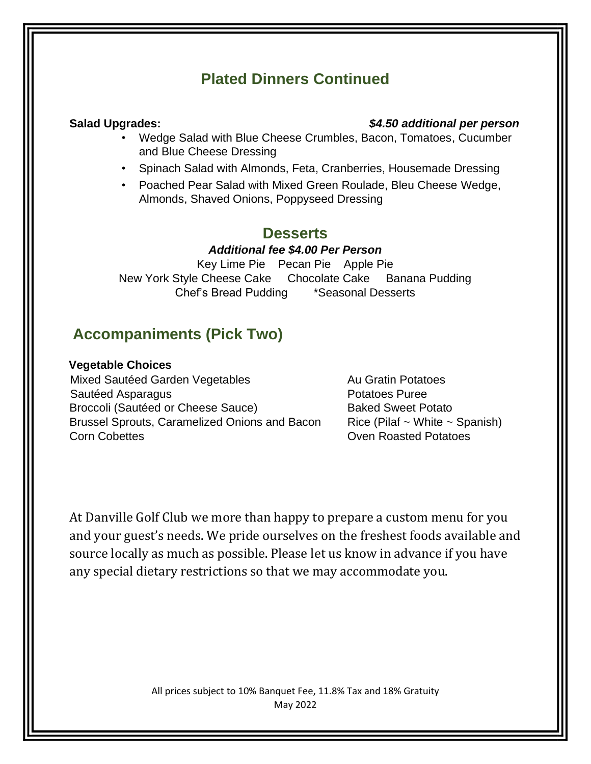## Plated Dinners Continued

**Salad Upgrades:** ***$4.50 additional per person***

- Wedge Salad with Blue Cheese Crumbles, Bacon, Tomatoes, Cucumber and Blue Cheese Dressing
- Spinach Salad with Almonds, Feta, Cranberries, Housemade Dressing
- Poached Pear Salad with Mixed Green Roulade, Bleu Cheese Wedge, Almonds, Shaved Onions, Poppyseed Dressing

## Desserts

***Additional fee $4.00 Per Person***

Key Lime Pie    Pecan Pie    Apple Pie
New York Style Cheese Cake    Chocolate Cake    Banana Pudding
Chef's Bread Pudding    *Seasonal Desserts

## Accompaniments (Pick Two)

**Vegetable Choices**

Mixed Sautéed Garden Vegetables
Sautéed Asparagus
Broccoli (Sautéed or Cheese Sauce)
Brussel Sprouts, Caramelized Onions and Bacon
Corn Cobettes

Au Gratin Potatoes
Potatoes Puree
Baked Sweet Potato
Rice (Pilaf ~ White ~ Spanish)
Oven Roasted Potatoes

At Danville Golf Club we more than happy to prepare a custom menu for you and your guest's needs. We pride ourselves on the freshest foods available and source locally as much as possible. Please let us know in advance if you have any special dietary restrictions so that we may accommodate you.

All prices subject to 10% Banquet Fee, 11.8% Tax and 18% Gratuity
May 2022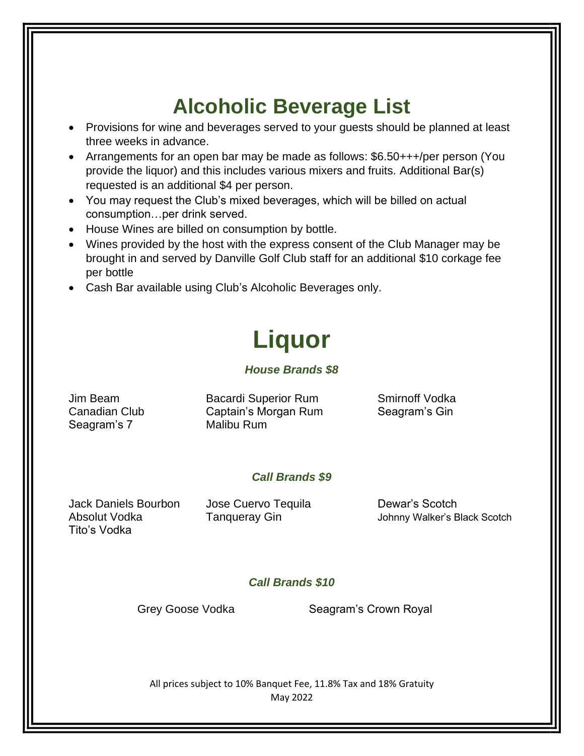# Alcoholic Beverage List

- Provisions for wine and beverages served to your guests should be planned at least three weeks in advance.
- Arrangements for an open bar may be made as follows: $6.50+++/per person (You provide the liquor) and this includes various mixers and fruits. Additional Bar(s) requested is an additional $4 per person.
- You may request the Club's mixed beverages, which will be billed on actual consumption…per drink served.
- House Wines are billed on consumption by bottle.
- Wines provided by the host with the express consent of the Club Manager may be brought in and served by Danville Golf Club staff for an additional $10 corkage fee per bottle
- Cash Bar available using Club's Alcoholic Beverages only.

# Liquor

### *House Brands $8*

Jim Beam
Canadian Club
Seagram's 7
Bacardi Superior Rum
Captain's Morgan Rum
Malibu Rum
Smirnoff Vodka
Seagram's Gin

### *Call Brands $9*

Jack Daniels Bourbon
Absolut Vodka
Tito's Vodka
Jose Cuervo Tequila
Tanqueray Gin
Dewar's Scotch
Johnny Walker's Black Scotch

### *Call Brands $10*

Grey Goose Vodka
Seagram's Crown Royal

All prices subject to 10% Banquet Fee, 11.8% Tax and 18% Gratuity
May 2022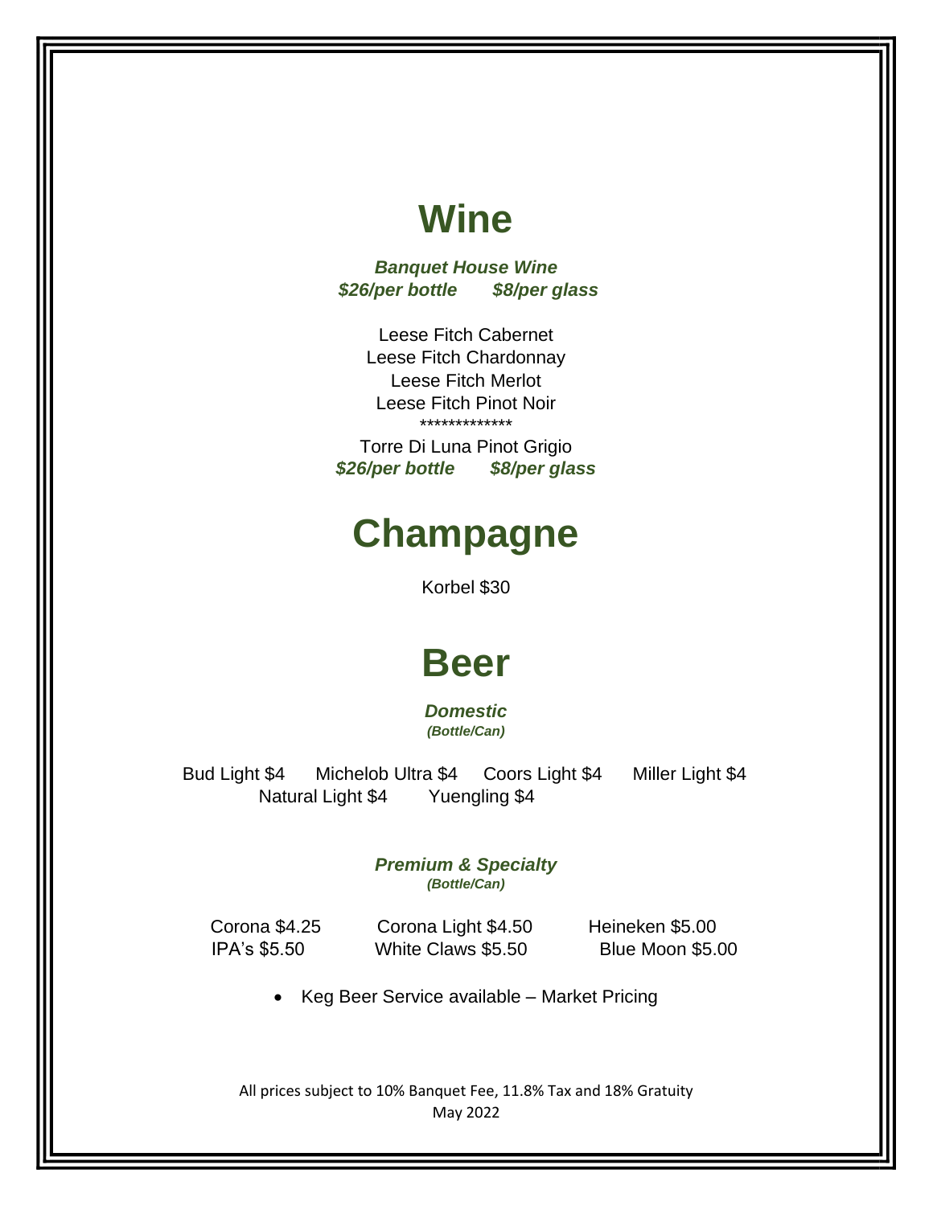# Wine

***Banquet House Wine***
***$26/per bottle     $8/per glass***

Leese Fitch Cabernet
Leese Fitch Chardonnay
Leese Fitch Merlot
Leese Fitch Pinot Noir
*************
Torre Di Luna Pinot Grigio
***$26/per bottle     $8/per glass***

# Champagne

Korbel $30

# Beer

***Domestic***
***(Bottle/Can)***

Bud Light $4     Michelob Ultra $4     Coors Light $4     Miller Light $4
Natural Light $4     Yuengling $4

***Premium & Specialty***
***(Bottle/Can)***

Corona $4.25     Corona Light $4.50     Heineken $5.00
IPA's $5.50     White Claws $5.50     Blue Moon $5.00

- Keg Beer Service available – Market Pricing

All prices subject to 10% Banquet Fee, 11.8% Tax and 18% Gratuity
May 2022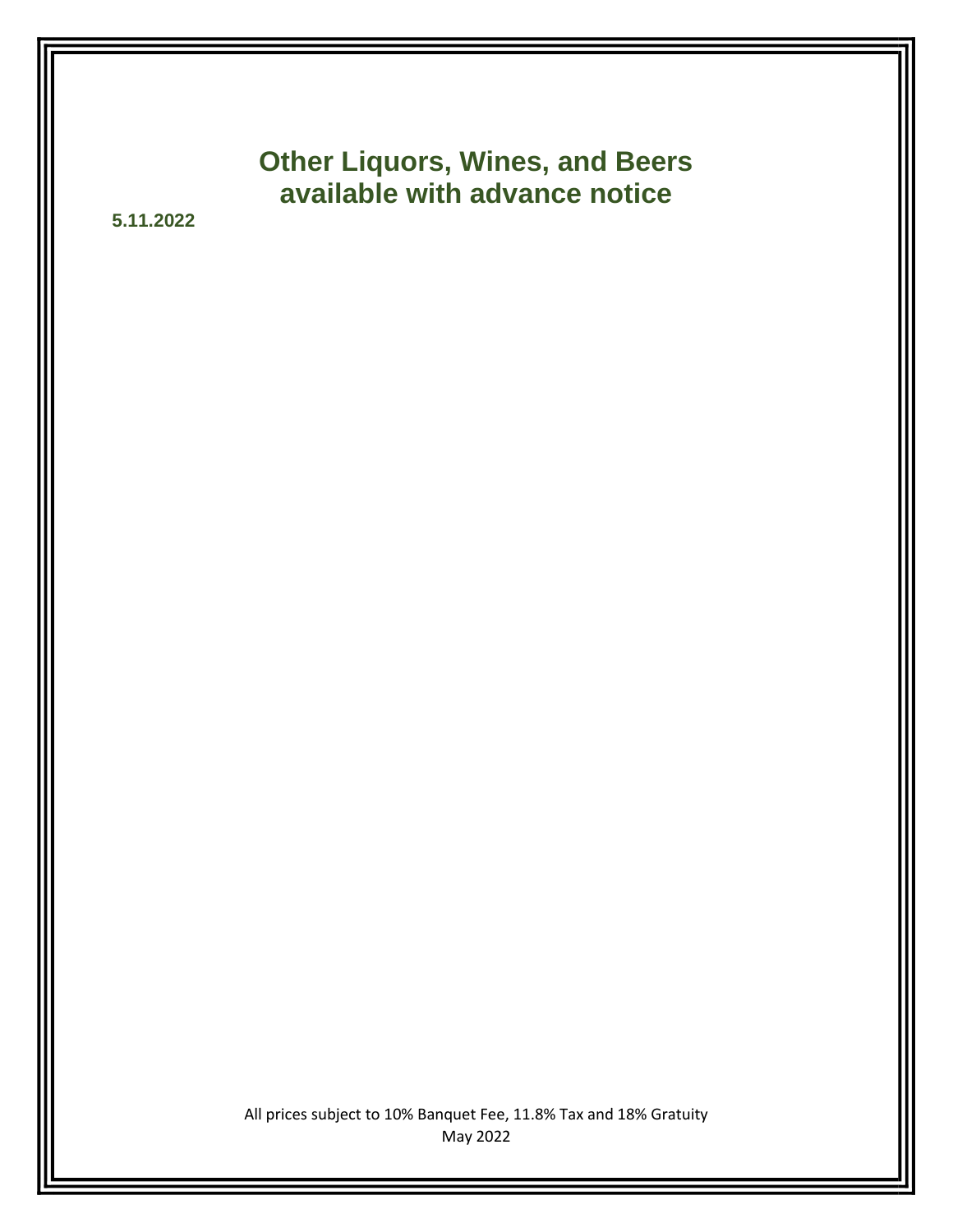# Other Liquors, Wines, and Beers available with advance notice

**5.11.2022**

All prices subject to 10% Banquet Fee, 11.8% Tax and 18% Gratuity

May 2022